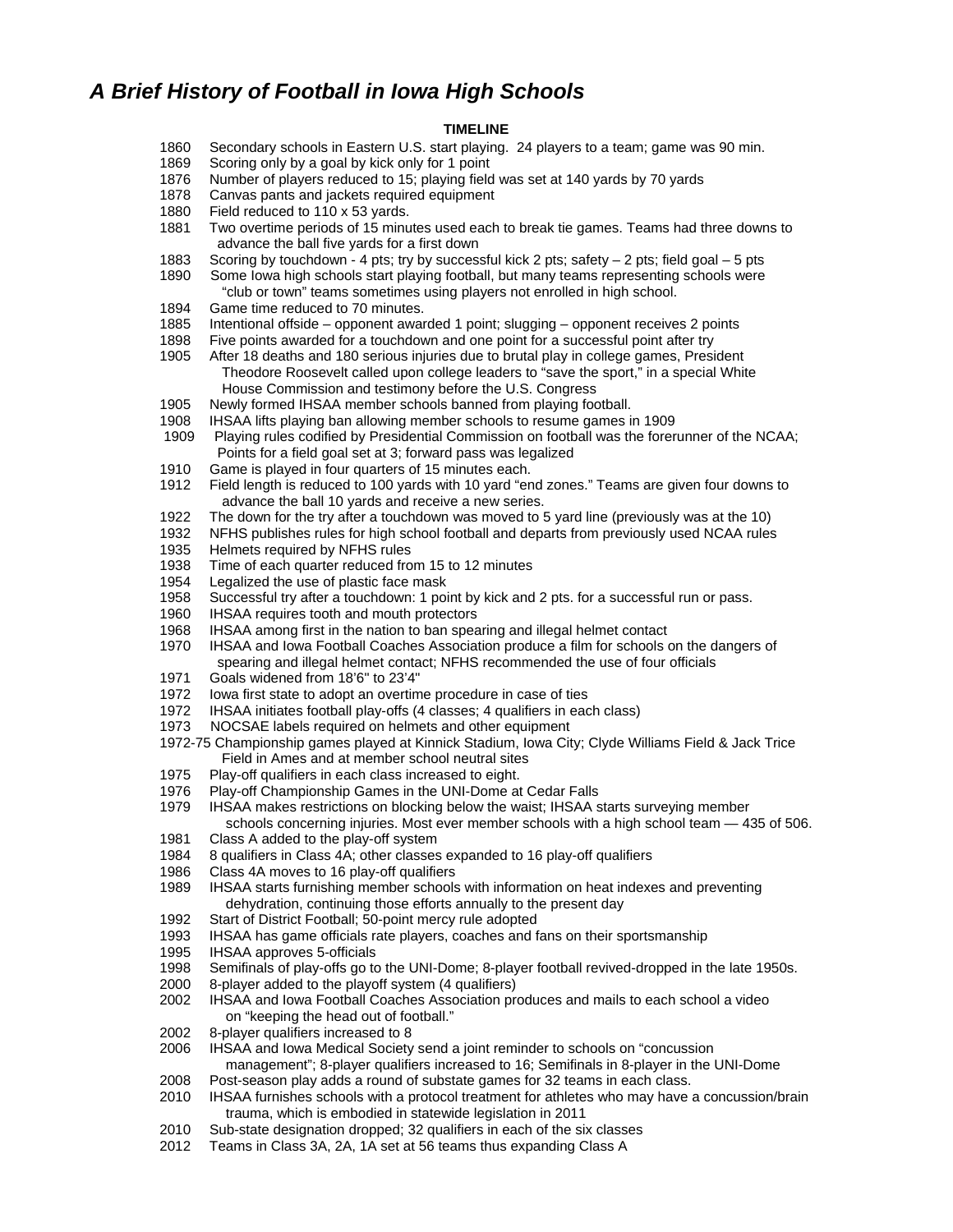# *A Brief History of Football in Iowa High Schools*

**TIMELINE**

1860 Secondary schools in Eastern U.S. start playing. 24 players to a team; game was 90 min.
1869 Scoring only by a goal by kick only for 1 point
1876 Number of players reduced to 15; playing field was set at 140 yards by 70 yards
1878 Canvas pants and jackets required equipment
1880 Field reduced to 110 x 53 yards.
1881 Two overtime periods of 15 minutes used each to break tie games. Teams had three downs to advance the ball five yards for a first down
1883 Scoring by touchdown - 4 pts; try by successful kick 2 pts; safety – 2 pts; field goal – 5 pts
1890 Some Iowa high schools start playing football, but many teams representing schools were "club or town" teams sometimes using players not enrolled in high school.
1894 Game time reduced to 70 minutes.
1885 Intentional offside – opponent awarded 1 point; slugging – opponent receives 2 points
1898 Five points awarded for a touchdown and one point for a successful point after try
1905 After 18 deaths and 180 serious injuries due to brutal play in college games, President Theodore Roosevelt called upon college leaders to "save the sport," in a special White House Commission and testimony before the U.S. Congress
1905 Newly formed IHSAA member schools banned from playing football.
1908 IHSAA lifts playing ban allowing member schools to resume games in 1909
1909 Playing rules codified by Presidential Commission on football was the forerunner of the NCAA; Points for a field goal set at 3; forward pass was legalized
1910 Game is played in four quarters of 15 minutes each.
1912 Field length is reduced to 100 yards with 10 yard "end zones." Teams are given four downs to advance the ball 10 yards and receive a new series.
1922 The down for the try after a touchdown was moved to 5 yard line (previously was at the 10)
1932 NFHS publishes rules for high school football and departs from previously used NCAA rules
1935 Helmets required by NFHS rules
1938 Time of each quarter reduced from 15 to 12 minutes
1954 Legalized the use of plastic face mask
1958 Successful try after a touchdown: 1 point by kick and 2 pts. for a successful run or pass.
1960 IHSAA requires tooth and mouth protectors
1968 IHSAA among first in the nation to ban spearing and illegal helmet contact
1970 IHSAA and Iowa Football Coaches Association produce a film for schools on the dangers of spearing and illegal helmet contact; NFHS recommended the use of four officials
1971 Goals widened from 18'6" to 23'4"
1972 Iowa first state to adopt an overtime procedure in case of ties
1972 IHSAA initiates football play-offs (4 classes; 4 qualifiers in each class)
1973 NOCSAE labels required on helmets and other equipment
1972-75 Championship games played at Kinnick Stadium, Iowa City; Clyde Williams Field & Jack Trice Field in Ames and at member school neutral sites
1975 Play-off qualifiers in each class increased to eight.
1976 Play-off Championship Games in the UNI-Dome at Cedar Falls
1979 IHSAA makes restrictions on blocking below the waist; IHSAA starts surveying member schools concerning injuries. Most ever member schools with a high school team — 435 of 506.
1981 Class A added to the play-off system
1984 8 qualifiers in Class 4A; other classes expanded to 16 play-off qualifiers
1986 Class 4A moves to 16 play-off qualifiers
1989 IHSAA starts furnishing member schools with information on heat indexes and preventing dehydration, continuing those efforts annually to the present day
1992 Start of District Football; 50-point mercy rule adopted
1993 IHSAA has game officials rate players, coaches and fans on their sportsmanship
1995 IHSAA approves 5-officials
1998 Semifinals of play-offs go to the UNI-Dome; 8-player football revived-dropped in the late 1950s.
2000 8-player added to the playoff system (4 qualifiers)
2002 IHSAA and Iowa Football Coaches Association produces and mails to each school a video on "keeping the head out of football."
2002 8-player qualifiers increased to 8
2006 IHSAA and Iowa Medical Society send a joint reminder to schools on "concussion management"; 8-player qualifiers increased to 16; Semifinals in 8-player in the UNI-Dome
2008 Post-season play adds a round of substate games for 32 teams in each class.
2010 IHSAA furnishes schools with a protocol treatment for athletes who may have a concussion/brain trauma, which is embodied in statewide legislation in 2011
2010 Sub-state designation dropped; 32 qualifiers in each of the six classes
2012 Teams in Class 3A, 2A, 1A set at 56 teams thus expanding Class A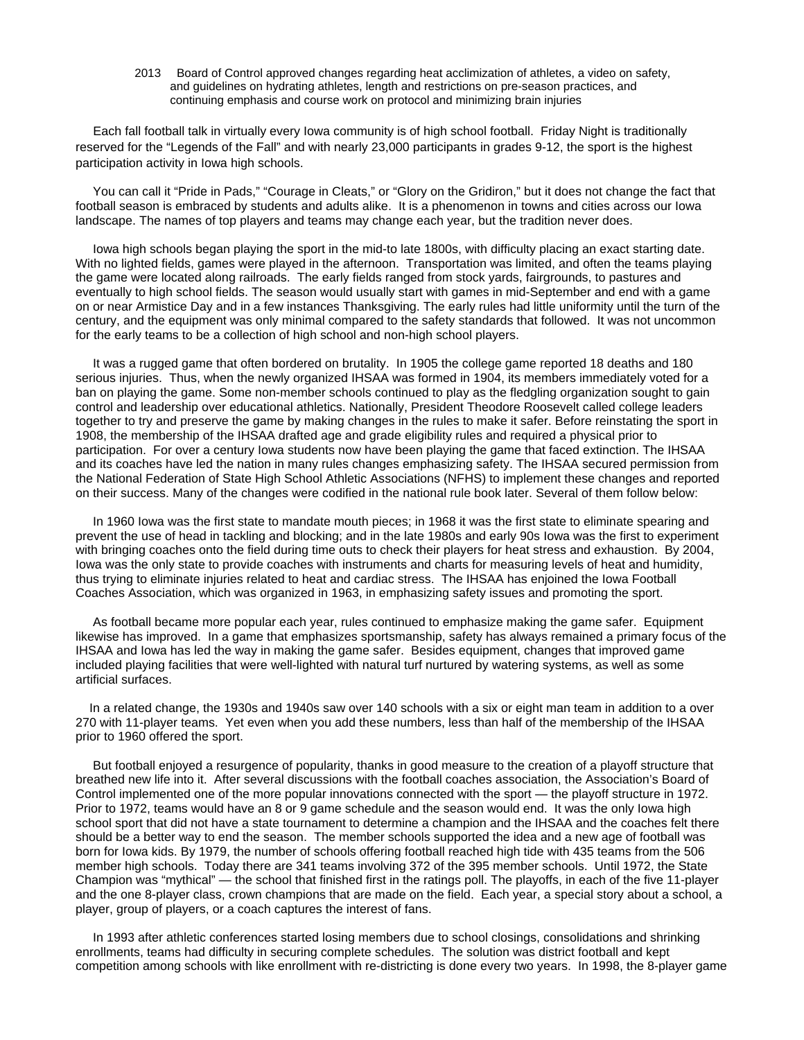2013 Board of Control approved changes regarding heat acclimization of athletes, a video on safety, and guidelines on hydrating athletes, length and restrictions on pre-season practices, and continuing emphasis and course work on protocol and minimizing brain injuries

Each fall football talk in virtually every Iowa community is of high school football. Friday Night is traditionally reserved for the "Legends of the Fall" and with nearly 23,000 participants in grades 9-12, the sport is the highest participation activity in Iowa high schools.

You can call it "Pride in Pads," "Courage in Cleats," or "Glory on the Gridiron," but it does not change the fact that football season is embraced by students and adults alike. It is a phenomenon in towns and cities across our Iowa landscape. The names of top players and teams may change each year, but the tradition never does.

Iowa high schools began playing the sport in the mid-to late 1800s, with difficulty placing an exact starting date. With no lighted fields, games were played in the afternoon. Transportation was limited, and often the teams playing the game were located along railroads. The early fields ranged from stock yards, fairgrounds, to pastures and eventually to high school fields. The season would usually start with games in mid-September and end with a game on or near Armistice Day and in a few instances Thanksgiving. The early rules had little uniformity until the turn of the century, and the equipment was only minimal compared to the safety standards that followed. It was not uncommon for the early teams to be a collection of high school and non-high school players.

It was a rugged game that often bordered on brutality. In 1905 the college game reported 18 deaths and 180 serious injuries. Thus, when the newly organized IHSAA was formed in 1904, its members immediately voted for a ban on playing the game. Some non-member schools continued to play as the fledgling organization sought to gain control and leadership over educational athletics. Nationally, President Theodore Roosevelt called college leaders together to try and preserve the game by making changes in the rules to make it safer. Before reinstating the sport in 1908, the membership of the IHSAA drafted age and grade eligibility rules and required a physical prior to participation. For over a century Iowa students now have been playing the game that faced extinction. The IHSAA and its coaches have led the nation in many rules changes emphasizing safety. The IHSAA secured permission from the National Federation of State High School Athletic Associations (NFHS) to implement these changes and reported on their success. Many of the changes were codified in the national rule book later. Several of them follow below:

In 1960 Iowa was the first state to mandate mouth pieces; in 1968 it was the first state to eliminate spearing and prevent the use of head in tackling and blocking; and in the late 1980s and early 90s Iowa was the first to experiment with bringing coaches onto the field during time outs to check their players for heat stress and exhaustion. By 2004, Iowa was the only state to provide coaches with instruments and charts for measuring levels of heat and humidity, thus trying to eliminate injuries related to heat and cardiac stress. The IHSAA has enjoined the Iowa Football Coaches Association, which was organized in 1963, in emphasizing safety issues and promoting the sport.

As football became more popular each year, rules continued to emphasize making the game safer. Equipment likewise has improved. In a game that emphasizes sportsmanship, safety has always remained a primary focus of the IHSAA and Iowa has led the way in making the game safer. Besides equipment, changes that improved game included playing facilities that were well-lighted with natural turf nurtured by watering systems, as well as some artificial surfaces.

In a related change, the 1930s and 1940s saw over 140 schools with a six or eight man team in addition to a over 270 with 11-player teams. Yet even when you add these numbers, less than half of the membership of the IHSAA prior to 1960 offered the sport.

But football enjoyed a resurgence of popularity, thanks in good measure to the creation of a playoff structure that breathed new life into it. After several discussions with the football coaches association, the Association's Board of Control implemented one of the more popular innovations connected with the sport — the playoff structure in 1972. Prior to 1972, teams would have an 8 or 9 game schedule and the season would end. It was the only Iowa high school sport that did not have a state tournament to determine a champion and the IHSAA and the coaches felt there should be a better way to end the season. The member schools supported the idea and a new age of football was born for Iowa kids. By 1979, the number of schools offering football reached high tide with 435 teams from the 506 member high schools. Today there are 341 teams involving 372 of the 395 member schools. Until 1972, the State Champion was "mythical" — the school that finished first in the ratings poll. The playoffs, in each of the five 11-player and the one 8-player class, crown champions that are made on the field. Each year, a special story about a school, a player, group of players, or a coach captures the interest of fans.

In 1993 after athletic conferences started losing members due to school closings, consolidations and shrinking enrollments, teams had difficulty in securing complete schedules. The solution was district football and kept competition among schools with like enrollment with re-districting is done every two years. In 1998, the 8-player game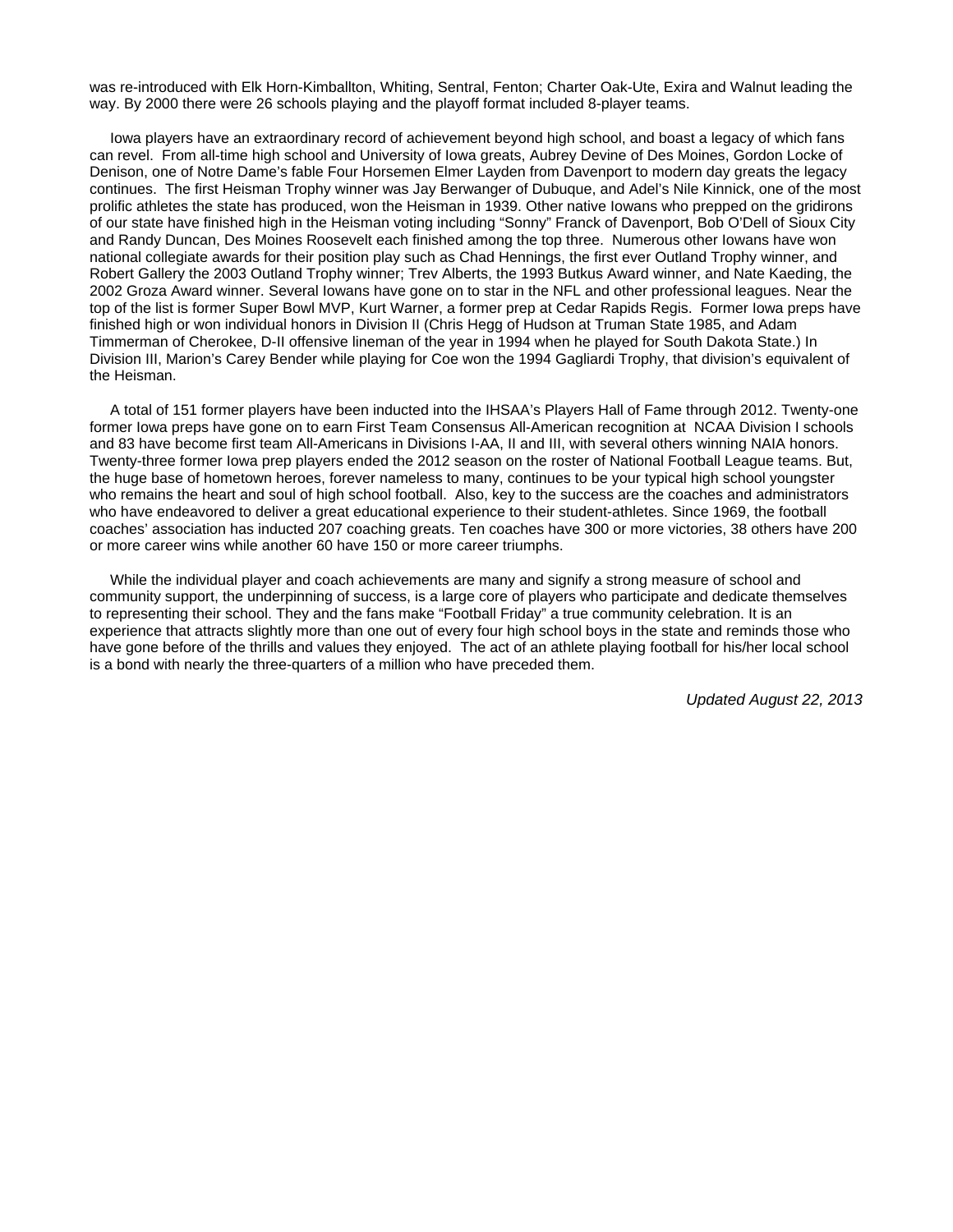was re-introduced with Elk Horn-Kimballton, Whiting, Sentral, Fenton; Charter Oak-Ute, Exira and Walnut leading the way. By 2000 there were 26 schools playing and the playoff format included 8-player teams.

Iowa players have an extraordinary record of achievement beyond high school, and boast a legacy of which fans can revel. From all-time high school and University of Iowa greats, Aubrey Devine of Des Moines, Gordon Locke of Denison, one of Notre Dame's fable Four Horsemen Elmer Layden from Davenport to modern day greats the legacy continues. The first Heisman Trophy winner was Jay Berwanger of Dubuque, and Adel's Nile Kinnick, one of the most prolific athletes the state has produced, won the Heisman in 1939. Other native Iowans who prepped on the gridirons of our state have finished high in the Heisman voting including "Sonny" Franck of Davenport, Bob O'Dell of Sioux City and Randy Duncan, Des Moines Roosevelt each finished among the top three. Numerous other Iowans have won national collegiate awards for their position play such as Chad Hennings, the first ever Outland Trophy winner, and Robert Gallery the 2003 Outland Trophy winner; Trev Alberts, the 1993 Butkus Award winner, and Nate Kaeding, the 2002 Groza Award winner. Several Iowans have gone on to star in the NFL and other professional leagues. Near the top of the list is former Super Bowl MVP, Kurt Warner, a former prep at Cedar Rapids Regis. Former Iowa preps have finished high or won individual honors in Division II (Chris Hegg of Hudson at Truman State 1985, and Adam Timmerman of Cherokee, D-II offensive lineman of the year in 1994 when he played for South Dakota State.) In Division III, Marion's Carey Bender while playing for Coe won the 1994 Gagliardi Trophy, that division's equivalent of the Heisman.

A total of 151 former players have been inducted into the IHSAA's Players Hall of Fame through 2012. Twenty-one former Iowa preps have gone on to earn First Team Consensus All-American recognition at NCAA Division I schools and 83 have become first team All-Americans in Divisions I-AA, II and III, with several others winning NAIA honors. Twenty-three former Iowa prep players ended the 2012 season on the roster of National Football League teams. But, the huge base of hometown heroes, forever nameless to many, continues to be your typical high school youngster who remains the heart and soul of high school football. Also, key to the success are the coaches and administrators who have endeavored to deliver a great educational experience to their student-athletes. Since 1969, the football coaches' association has inducted 207 coaching greats. Ten coaches have 300 or more victories, 38 others have 200 or more career wins while another 60 have 150 or more career triumphs.

While the individual player and coach achievements are many and signify a strong measure of school and community support, the underpinning of success, is a large core of players who participate and dedicate themselves to representing their school. They and the fans make "Football Friday" a true community celebration. It is an experience that attracts slightly more than one out of every four high school boys in the state and reminds those who have gone before of the thrills and values they enjoyed. The act of an athlete playing football for his/her local school is a bond with nearly the three-quarters of a million who have preceded them.

*Updated August 22, 2013*